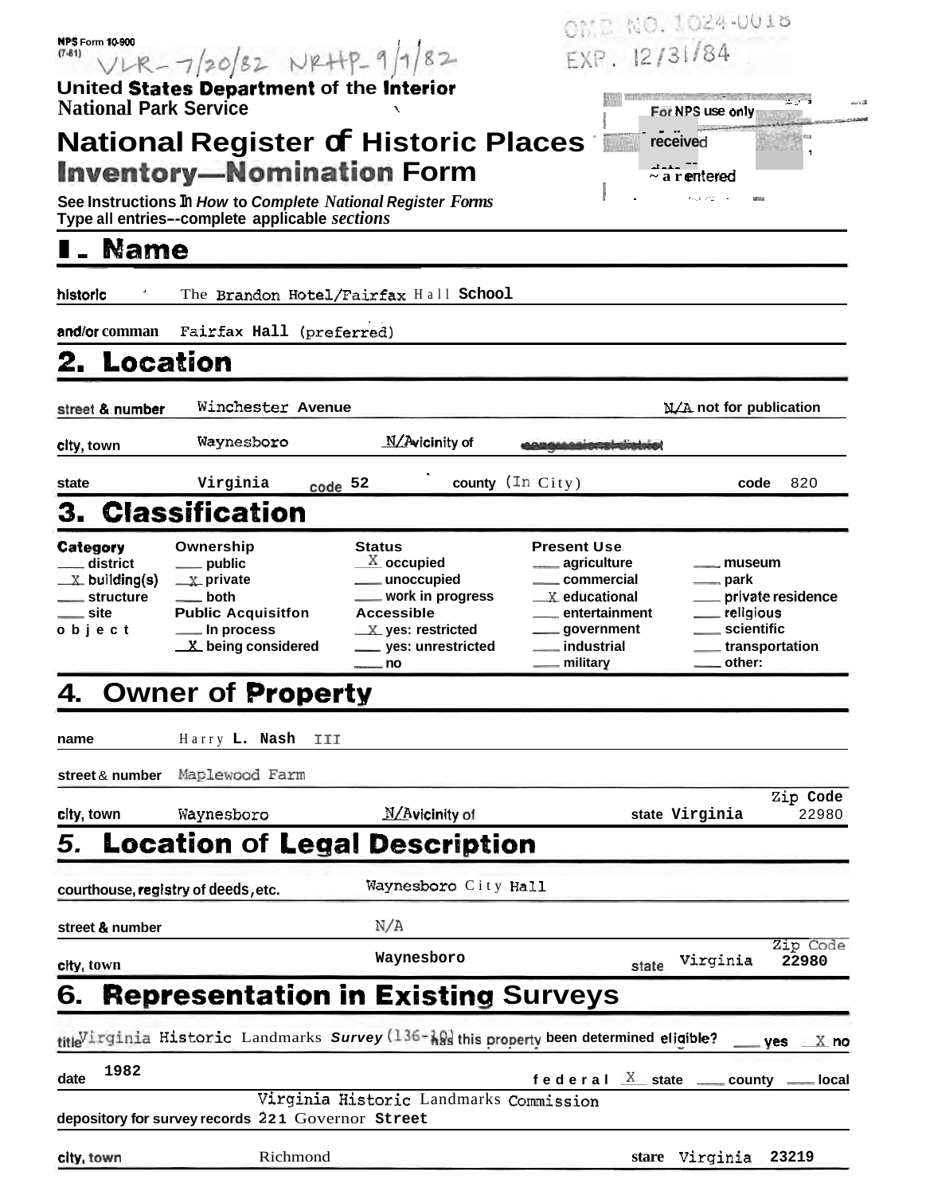NPS Form 10-900
(7-81)

VLR-7/20/82 NRHP-9/1/82

OMB NO. 1024-0018
EXP. 12/31/84

United States Department of the Interior
National Park Service

For NPS use only
received
date entered

# National Register of Historic Places Inventory—Nomination Form

See Instructions In *How to Complete National Register Forms*
Type all entries--complete applicable *sections*

## 1. Name

historic: The Brandon Hotel/Fairfax Hall School

and/or common: Fairfax Hall (preferred)

## 2. Location

street & number: Winchester Avenue — N/A not for publication

city, town: Waynesboro — N/A vicinity of — ~~congressional district~~

state: Virginia — code 52 — county (In City) — code 820

## 3. Classification

| Category | Ownership | Status | Present Use | |
|---|---|---|---|---|
| ___ district | ___ public | X occupied | ___ agriculture | ___ museum |
| X building(s) | X private | ___ unoccupied | ___ commercial | ___ park |
| ___ structure | ___ both | ___ work in progress | X educational | ___ private residence |
| ___ site | **Public Acquisition** | **Accessible** | ___ entertainment | ___ religious |
| object | ___ in process | X yes: restricted | ___ government | ___ scientific |
| | X being considered | ___ yes: unrestricted | ___ industrial | ___ transportation |
| | | ___ no | ___ military | ___ other: |

## 4. Owner of Property

name: Harry L. Nash III

street & number: Maplewood Farm

city, town: Waynesboro — N/A vicinity of — state Virginia — Zip Code 22980

## 5. Location of Legal Description

courthouse, registry of deeds, etc.: Waynesboro City Hall

street & number: N/A

city, town: Waynesboro — state Virginia — Zip Code 22980

## 6. Representation in Existing Surveys

title: Virginia Historic Landmarks Survey (136-10) — has this property been determined eligible? ___ yes X no

date: 1982 — federal X state ___ county ___ local

depository for survey records: Virginia Historic Landmarks Commission, 221 Governor Street

city, town: Richmond — state Virginia 23219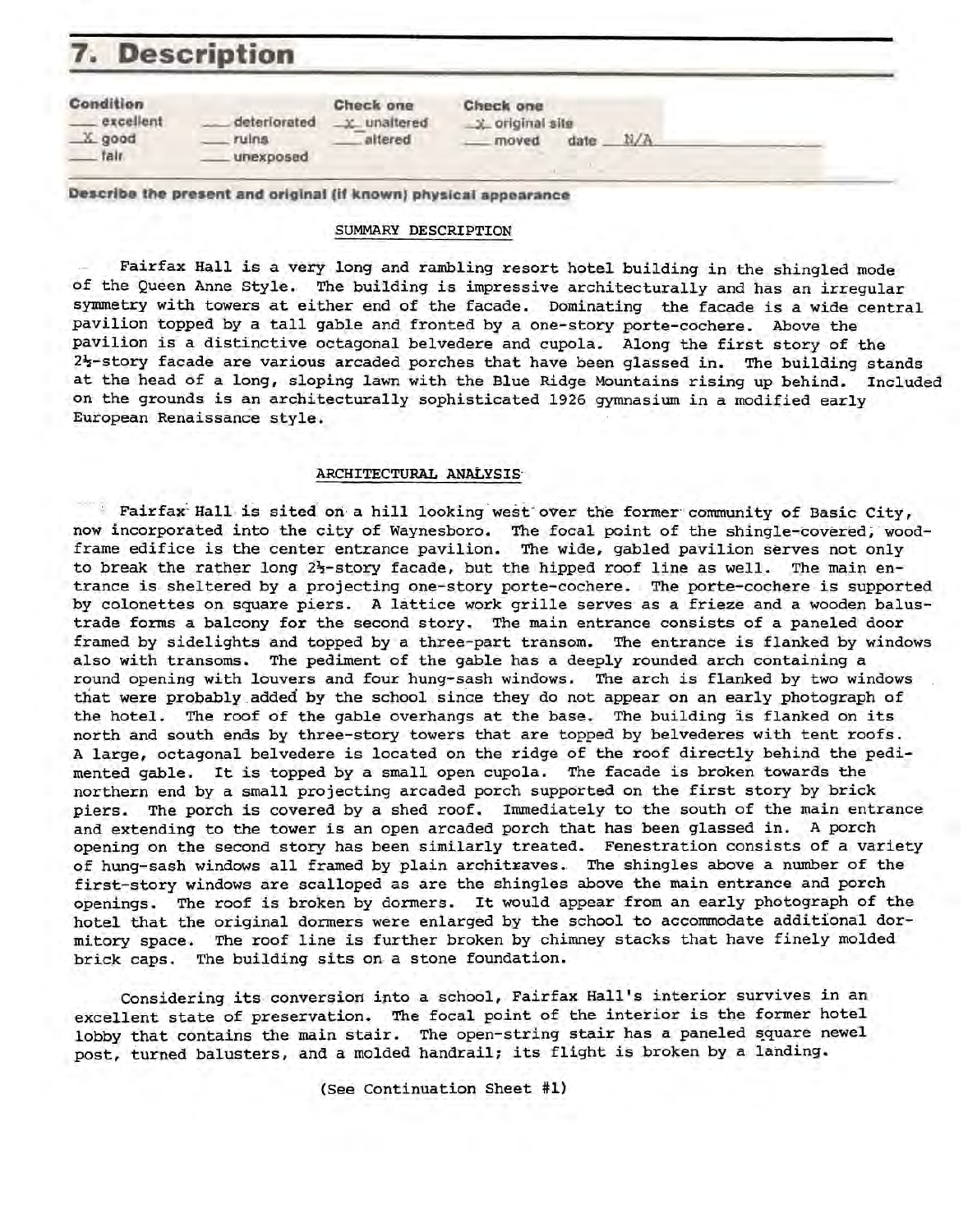# 7. Description

| Condition | | Check one | Check one |
|---|---|---|---|
| ___ excellent | ___ deteriorated | _x_ unaltered | _x_ original site |
| _X_ good | ___ ruins | ___ altered | ___ moved date N/A |
| ___ fair | ___ unexposed | | |

**Describe the present and original (if known) physical appearance**

## SUMMARY DESCRIPTION

Fairfax Hall is a very long and rambling resort hotel building in the shingled mode of the Queen Anne Style. The building is impressive architecturally and has an irregular symmetry with towers at either end of the facade. Dominating the facade is a wide central pavilion topped by a tall gable and fronted by a one-story porte-cochere. Above the pavilion is a distinctive octagonal belvedere and cupola. Along the first story of the 2½-story facade are various arcaded porches that have been glassed in. The building stands at the head of a long, sloping lawn with the Blue Ridge Mountains rising up behind. Included on the grounds is an architecturally sophisticated 1926 gymnasium in a modified early European Renaissance style.

## ARCHITECTURAL ANALYSIS

Fairfax Hall is sited on a hill looking west over the former community of Basic City, now incorporated into the city of Waynesboro. The focal point of the shingle-covered, wood-frame edifice is the center entrance pavilion. The wide, gabled pavilion serves not only to break the rather long 2½-story facade, but the hipped roof line as well. The main entrance is sheltered by a projecting one-story porte-cochere. The porte-cochere is supported by colonettes on square piers. A lattice work grille serves as a frieze and a wooden balustrade forms a balcony for the second story. The main entrance consists of a paneled door framed by sidelights and topped by a three-part transom. The entrance is flanked by windows also with transoms. The pediment of the gable has a deeply rounded arch containing a round opening with louvers and four hung-sash windows. The arch is flanked by two windows that were probably added by the school since they do not appear on an early photograph of the hotel. The roof of the gable overhangs at the base. The building is flanked on its north and south ends by three-story towers that are topped by belvederes with tent roofs. A large, octagonal belvedere is located on the ridge of the roof directly behind the pedimented gable. It is topped by a small open cupola. The facade is broken towards the northern end by a small projecting arcaded porch supported on the first story by brick piers. The porch is covered by a shed roof. Immediately to the south of the main entrance and extending to the tower is an open arcaded porch that has been glassed in. A porch opening on the second story has been similarly treated. Fenestration consists of a variety of hung-sash windows all framed by plain architraves. The shingles above a number of the first-story windows are scalloped as are the shingles above the main entrance and porch openings. The roof is broken by dormers. It would appear from an early photograph of the hotel that the original dormers were enlarged by the school to accommodate additional dormitory space. The roof line is further broken by chimney stacks that have finely molded brick caps. The building sits on a stone foundation.

Considering its conversion into a school, Fairfax Hall's interior survives in an excellent state of preservation. The focal point of the interior is the former hotel lobby that contains the main stair. The open-string stair has a paneled square newel post, turned balusters, and a molded handrail; its flight is broken by a landing.

(See Continuation Sheet #1)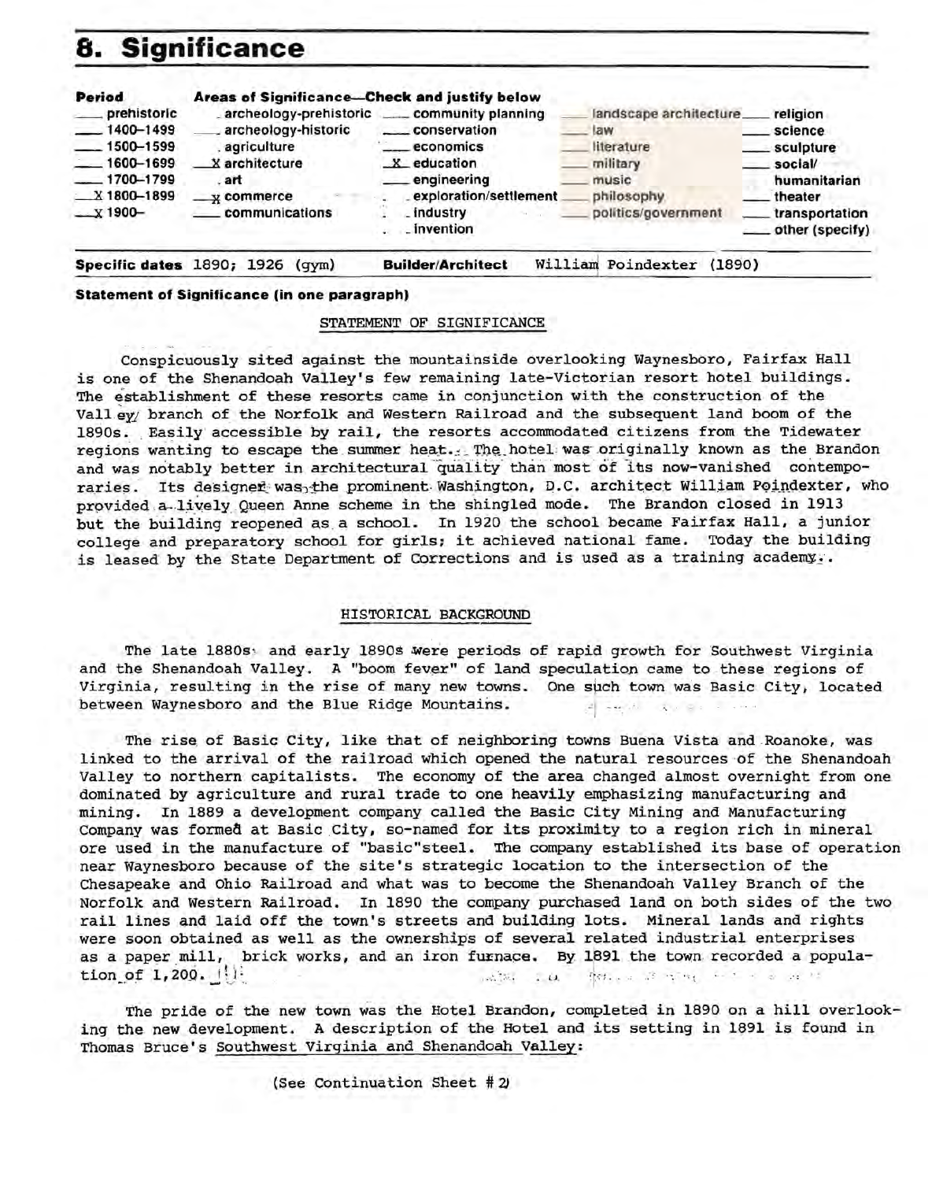# 8. Significance

| Period | Areas of Significance—Check and justify below | | | |
|---|---|---|---|---|
| ___ prehistoric | ___ archeology-prehistoric | ___ community planning | ___ landscape architecture | ___ religion |
| ___ 1400–1499 | ___ archeology-historic | ___ conservation | ___ law | ___ science |
| ___ 1500–1599 | ___ agriculture | ___ economics | ___ literature | ___ sculpture |
| ___ 1600–1699 | X architecture | X education | ___ military | ___ social/humanitarian |
| ___ 1700–1799 | ___ art | ___ engineering | ___ music | ___ theater |
| X 1800–1899 | X commerce | ___ exploration/settlement | ___ philosophy | ___ transportation |
| X 1900– | ___ communications | ___ industry | ___ politics/government | ___ other (specify) |
| | | ___ invention | | |

**Specific dates** 1890; 1926 (gym) **Builder/Architect** William Poindexter (1890)

**Statement of Significance (in one paragraph)**

STATEMENT OF SIGNIFICANCE

Conspicuously sited against the mountainside overlooking Waynesboro, Fairfax Hall is one of the Shenandoah Valley's few remaining late-Victorian resort hotel buildings. The establishment of these resorts came in conjunction with the construction of the Valley branch of the Norfolk and Western Railroad and the subsequent land boom of the 1890s. Easily accessible by rail, the resorts accommodated citizens from the Tidewater regions wanting to escape the summer heat. The hotel was originally known as the Brandon and was notably better in architectural quality than most of its now-vanished contemporaries. Its designer was the prominent Washington, D.C. architect William Poindexter, who provided a lively Queen Anne scheme in the shingled mode. The Brandon closed in 1913 but the building reopened as a school. In 1920 the school became Fairfax Hall, a junior college and preparatory school for girls; it achieved national fame. Today the building is leased by the State Department of Corrections and is used as a training academy.

HISTORICAL BACKGROUND

The late 1880s and early 1890s were periods of rapid growth for Southwest Virginia and the Shenandoah Valley. A "boom fever" of land speculation came to these regions of Virginia, resulting in the rise of many new towns. One such town was Basic City, located between Waynesboro and the Blue Ridge Mountains.

The rise of Basic City, like that of neighboring towns Buena Vista and Roanoke, was linked to the arrival of the railroad which opened the natural resources of the Shenandoah Valley to northern capitalists. The economy of the area changed almost overnight from one dominated by agriculture and rural trade to one heavily emphasizing manufacturing and mining. In 1889 a development company called the Basic City Mining and Manufacturing Company was formed at Basic City, so-named for its proximity to a region rich in mineral ore used in the manufacture of "basic"steel. The company established its base of operation near Waynesboro because of the site's strategic location to the intersection of the Chesapeake and Ohio Railroad and what was to become the Shenandoah Valley Branch of the Norfolk and Western Railroad. In 1890 the company purchased land on both sides of the two rail lines and laid off the town's streets and building lots. Mineral lands and rights were soon obtained as well as the ownerships of several related industrial enterprises as a paper mill, brick works, and an iron furnace. By 1891 the town recorded a population of 1,200. [1]

The pride of the new town was the Hotel Brandon, completed in 1890 on a hill overlooking the new development. A description of the Hotel and its setting in 1891 is found in Thomas Bruce's Southwest Virginia and Shenandoah Valley:

(See Continuation Sheet # 2)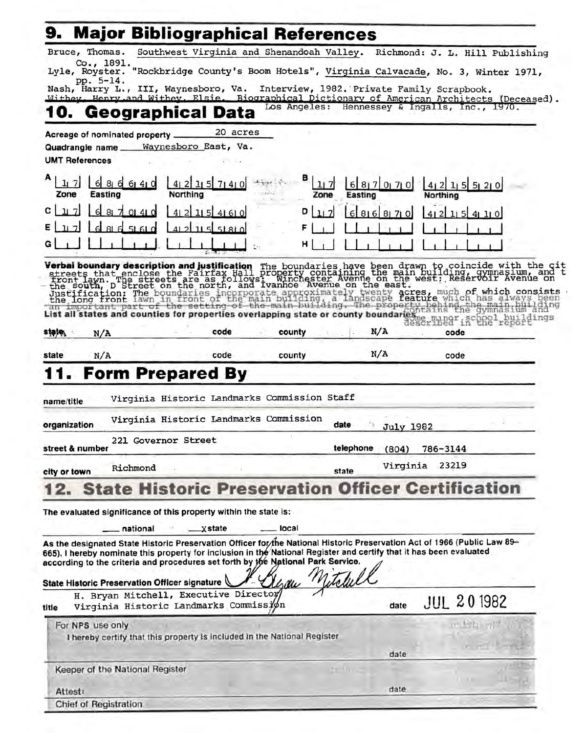# 9. Major Bibliographical References

Bruce, Thomas. Southwest Virginia and Shenandoah Valley. Richmond: J. L. Hill Publishing Co., 1891.

Lyle, Royster. "Rockbridge County's Boom Hotels", Virginia Calvacade, No. 3, Winter 1971, pp. 5-14.

Nash, Harry L., III, Waynesboro, Va. Interview, 1982. Private Family Scrapbook.

Withey, Henry and Withey, Elsie. Biographical Dictionary of American Architects (Deceased). Los Angeles: Hennessey & Ingalls, Inc., 1970.

# 10. Geographical Data

Acreage of nominated property: 20 acres

Quadrangle name: Waynesboro East, Va.

UMT References

| | Zone | Easting | Northing | | Zone | Easting | Northing |
|---|---|---|---|---|---|---|---|
| A | 17 | 686640 | 4215740 | B | 17 | 687070 | 4215520 |
| C | 17 | 687040 | 4215460 | D | 17 | 686870 | 4215410 |
| E | 17 | 686560 | 4215580 | F | | | |
| G | | | | H | | | |

**Verbal boundary description and justification** The boundaries have been drawn to coincide with the city streets that enclose the Fairfax Hall property containing the main building, gymnasium, and the front lawn. The streets are as follows: Winchester Avenue on the west; Reservoir Avenue on the south, D Street on the north, and Ivanhoe Avenue on the east.
Justification: The boundaries incorporate approximately twenty acres, much of which consists of the long front lawn in front of the main building, a landscape feature which has always been an important part of the setting of the main building. The property behind the main building contains the gymnasium and some minor school buildings described in the report

**List all states and counties for properties overlapping state or county boundaries**

| state | N/A | code | | county | N/A | code | |
|---|---|---|---|---|---|---|---|
| state | N/A | code | | county | N/A | code | |

# 11. Form Prepared By

name/title: Virginia Historic Landmarks Commission Staff

organization: Virginia Historic Landmarks Commission — date: July 1982

street & number: 221 Governor Street — telephone: (804) 786-3144

city or town: Richmond — state: Virginia 23219

# 12. State Historic Preservation Officer Certification

The evaluated significance of this property within the state is:

___ national ___x state ___ local

As the designated State Historic Preservation Officer for the National Historic Preservation Act of 1966 (Public Law 89–665), I hereby nominate this property for inclusion in the National Register and certify that it has been evaluated according to the criteria and procedures set forth by the National Park Service.

State Historic Preservation Officer signature: H. Bryan Mitchell

title: H. Bryan Mitchell, Executive Director, Virginia Historic Landmarks Commission — date: JUL 20 1982

For NPS use only

I hereby certify that this property is included in the National Register

date

Keeper of the National Register

Attest: date

Chief of Registration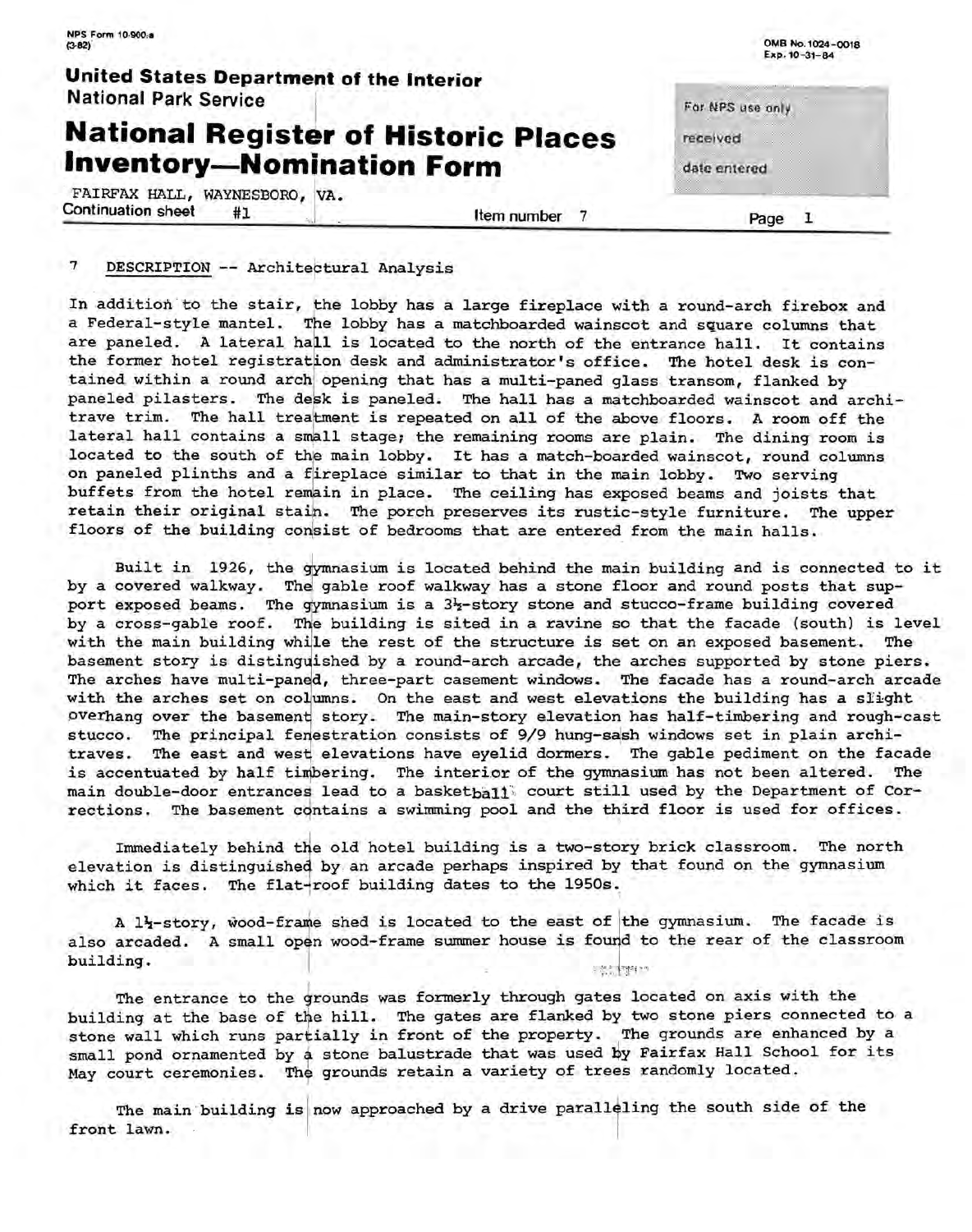**United States Department of the Interior**
National Park Service

# National Register of Historic Places Inventory—Nomination Form

FAIRFAX HALL, WAYNESBORO, VA.
Continuation sheet #1 Item number 7 Page 1

7 DESCRIPTION -- Architectural Analysis

In addition to the stair, the lobby has a large fireplace with a round-arch firebox and a Federal-style mantel. The lobby has a matchboarded wainscot and square columns that are paneled. A lateral hall is located to the north of the entrance hall. It contains the former hotel registration desk and administrator's office. The hotel desk is contained within a round arch opening that has a multi-paned glass transom, flanked by paneled pilasters. The desk is paneled. The hall has a matchboarded wainscot and architrave trim. The hall treatment is repeated on all of the above floors. A room off the lateral hall contains a small stage; the remaining rooms are plain. The dining room is located to the south of the main lobby. It has a match-boarded wainscot, round columns on paneled plinths and a fireplace similar to that in the main lobby. Two serving buffets from the hotel remain in place. The ceiling has exposed beams and joists that retain their original stain. The porch preserves its rustic-style furniture. The upper floors of the building consist of bedrooms that are entered from the main halls.

Built in 1926, the gymnasium is located behind the main building and is connected to it by a covered walkway. The gable roof walkway has a stone floor and round posts that support exposed beams. The gymnasium is a 3½-story stone and stucco-frame building covered by a cross-gable roof. The building is sited in a ravine so that the facade (south) is level with the main building while the rest of the structure is set on an exposed basement. The basement story is distinguished by a round-arch arcade, the arches supported by stone piers. The arches have multi-paned, three-part casement windows. The facade has a round-arch arcade with the arches set on columns. On the east and west elevations the building has a slight overhang over the basement story. The main-story elevation has half-timbering and rough-cast stucco. The principal fenestration consists of 9/9 hung-sash windows set in plain architraves. The east and west elevations have eyelid dormers. The gable pediment on the facade is accentuated by half timbering. The interior of the gymnasium has not been altered. The main double-door entrances lead to a basketball court still used by the Department of Corrections. The basement contains a swimming pool and the third floor is used for offices.

Immediately behind the old hotel building is a two-story brick classroom. The north elevation is distinguished by an arcade perhaps inspired by that found on the gymnasium which it faces. The flat-roof building dates to the 1950s.

A 1½-story, wood-frame shed is located to the east of the gymnasium. The facade is also arcaded. A small open wood-frame summer house is found to the rear of the classroom building.

The entrance to the grounds was formerly through gates located on axis with the building at the base of the hill. The gates are flanked by two stone piers connected to a stone wall which runs partially in front of the property. The grounds are enhanced by a small pond ornamented by a stone balustrade that was used by Fairfax Hall School for its May court ceremonies. The grounds retain a variety of trees randomly located.

The main building is now approached by a drive paralleling the south side of the front lawn.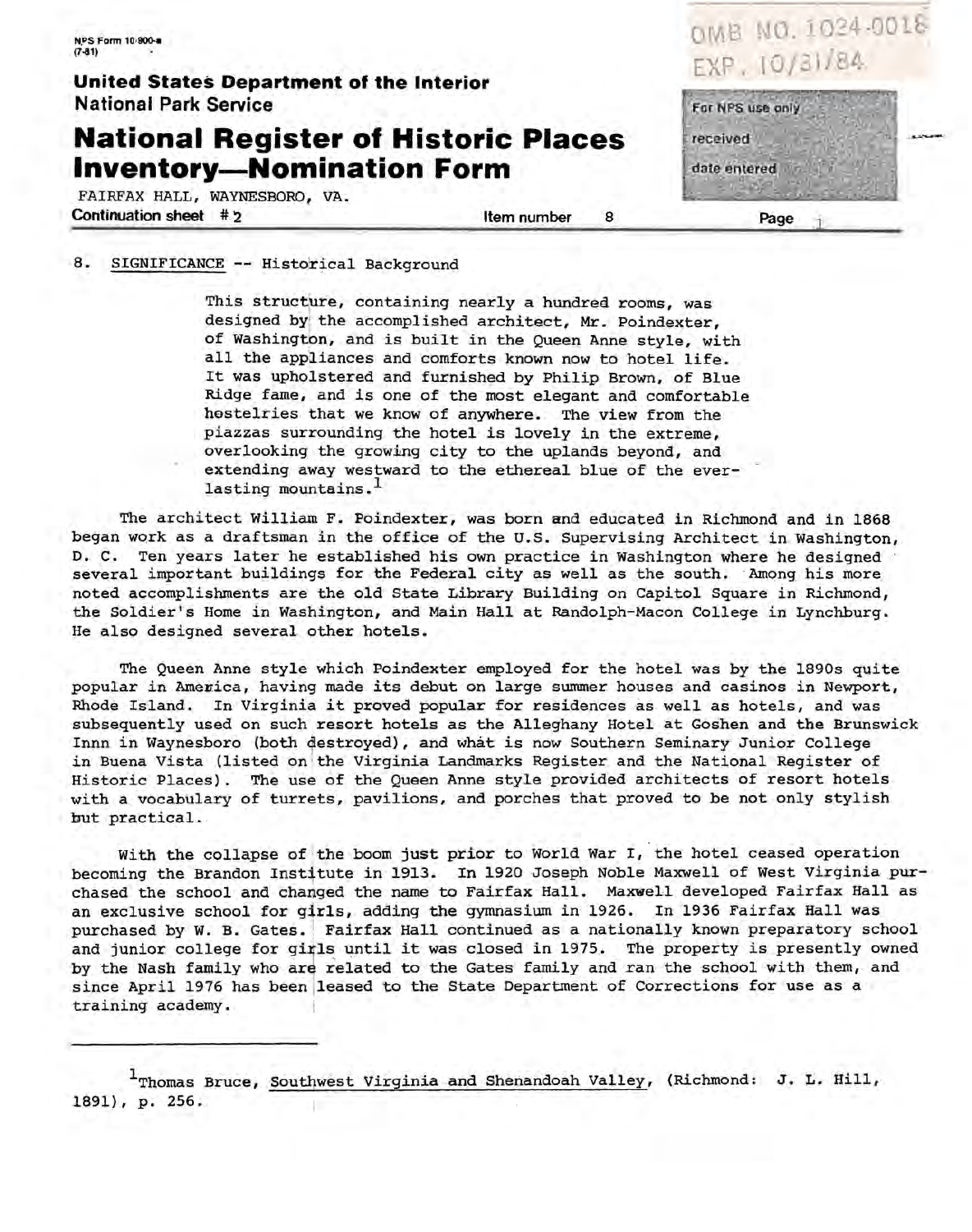FAIRFAX HALL, WAYNESBORO, VA.

Continuation sheet #2 — Item number 8

## 8. SIGNIFICANCE -- Historical Background

> This structure, containing nearly a hundred rooms, was designed by the accomplished architect, Mr. Poindexter, of Washington, and is built in the Queen Anne style, with all the appliances and comforts known now to hotel life. It was upholstered and furnished by Philip Brown, of Blue Ridge fame, and is one of the most elegant and comfortable hostelries that we know of anywhere. The view from the piazzas surrounding the hotel is lovely in the extreme, overlooking the growing city to the uplands beyond, and extending away westward to the ethereal blue of the everlasting mountains.[1]

The architect William F. Poindexter, was born and educated in Richmond and in 1868 began work as a draftsman in the office of the U.S. Supervising Architect in Washington, D. C. Ten years later he established his own practice in Washington where he designed several important buildings for the Federal city as well as the south. Among his more noted accomplishments are the old State Library Building on Capitol Square in Richmond, the Soldier's Home in Washington, and Main Hall at Randolph-Macon College in Lynchburg. He also designed several other hotels.

The Queen Anne style which Poindexter employed for the hotel was by the 1890s quite popular in America, having made its debut on large summer houses and casinos in Newport, Rhode Island. In Virginia it proved popular for residences as well as hotels, and was subsequently used on such resort hotels as the Alleghany Hotel at Goshen and the Brunswick Innn in Waynesboro (both destroyed), and what is now Southern Seminary Junior College in Buena Vista (listed on the Virginia Landmarks Register and the National Register of Historic Places). The use of the Queen Anne style provided architects of resort hotels with a vocabulary of turrets, pavilions, and porches that proved to be not only stylish but practical.

With the collapse of the boom just prior to World War I, the hotel ceased operation becoming the Brandon Institute in 1913. In 1920 Joseph Noble Maxwell of West Virginia purchased the school and changed the name to Fairfax Hall. Maxwell developed Fairfax Hall as an exclusive school for girls, adding the gymnasium in 1926. In 1936 Fairfax Hall was purchased by W. B. Gates. Fairfax Hall continued as a nationally known preparatory school and junior college for girls until it was closed in 1975. The property is presently owned by the Nash family who are related to the Gates family and ran the school with them, and since April 1976 has been leased to the State Department of Corrections for use as a training academy.

---

[1] Thomas Bruce, Southwest Virginia and Shenandoah Valley, (Richmond: J. L. Hill, 1891), p. 256.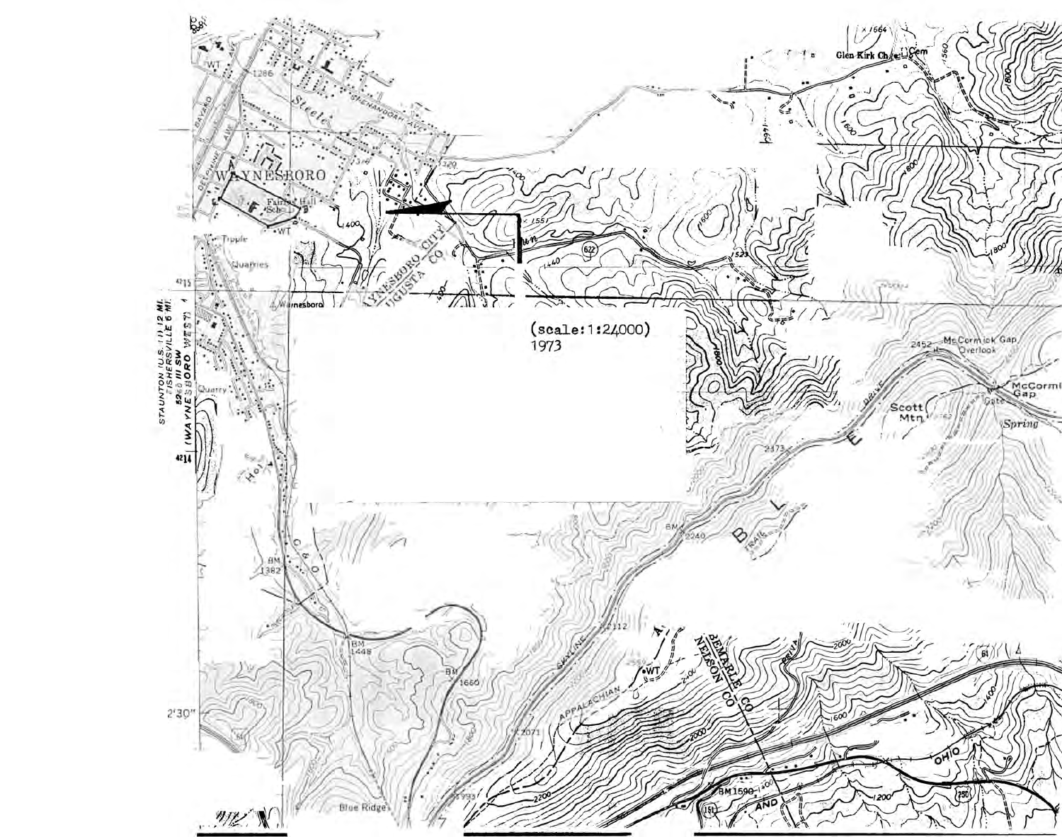(scale:1:24000)
1973